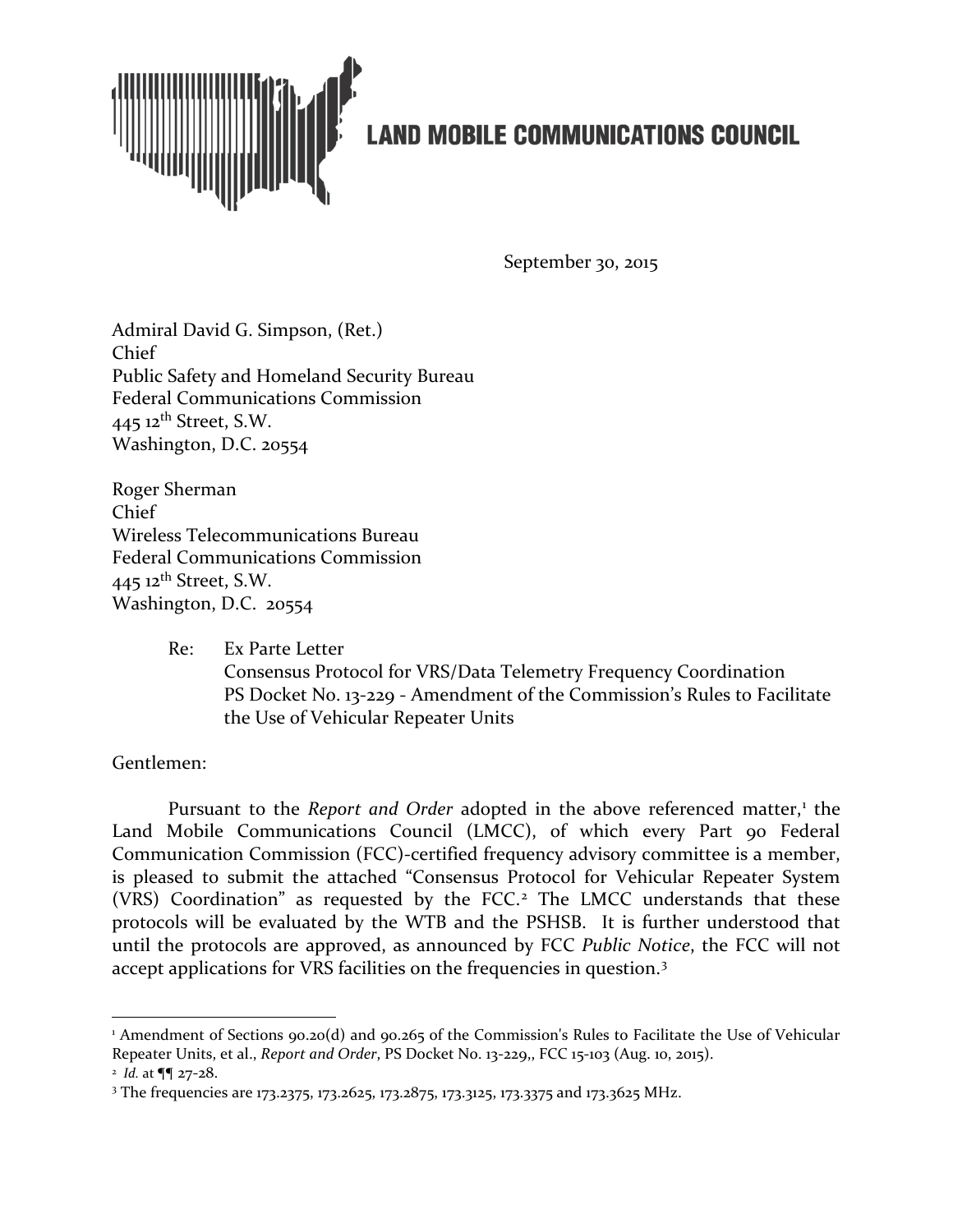**LAND MOBILE COMMUNICATIONS COUNCIL**

September 30, 2015

Admiral David G. Simpson, (Ret.)
Chief
Public Safety and Homeland Security Bureau
Federal Communications Commission
445 12th Street, S.W.
Washington, D.C. 20554

Roger Sherman
Chief
Wireless Telecommunications Bureau
Federal Communications Commission
445 12th Street, S.W.
Washington, D.C. 20554

Re: Ex Parte Letter
Consensus Protocol for VRS/Data Telemetry Frequency Coordination
PS Docket No. 13-229 - Amendment of the Commission's Rules to Facilitate the Use of Vehicular Repeater Units

Gentlemen:

Pursuant to the *Report and Order* adopted in the above referenced matter,[1] the Land Mobile Communications Council (LMCC), of which every Part 90 Federal Communication Commission (FCC)-certified frequency advisory committee is a member, is pleased to submit the attached "Consensus Protocol for Vehicular Repeater System (VRS) Coordination" as requested by the FCC.[2] The LMCC understands that these protocols will be evaluated by the WTB and the PSHSB. It is further understood that until the protocols are approved, as announced by FCC *Public Notice*, the FCC will not accept applications for VRS facilities on the frequencies in question.[3]

---

[1] Amendment of Sections 90.20(d) and 90.265 of the Commission's Rules to Facilitate the Use of Vehicular Repeater Units, et al., *Report and Order*, PS Docket No. 13-229,, FCC 15-103 (Aug. 10, 2015).

[2] *Id.* at ¶¶ 27-28.

[3] The frequencies are 173.2375, 173.2625, 173.2875, 173.3125, 173.3375 and 173.3625 MHz.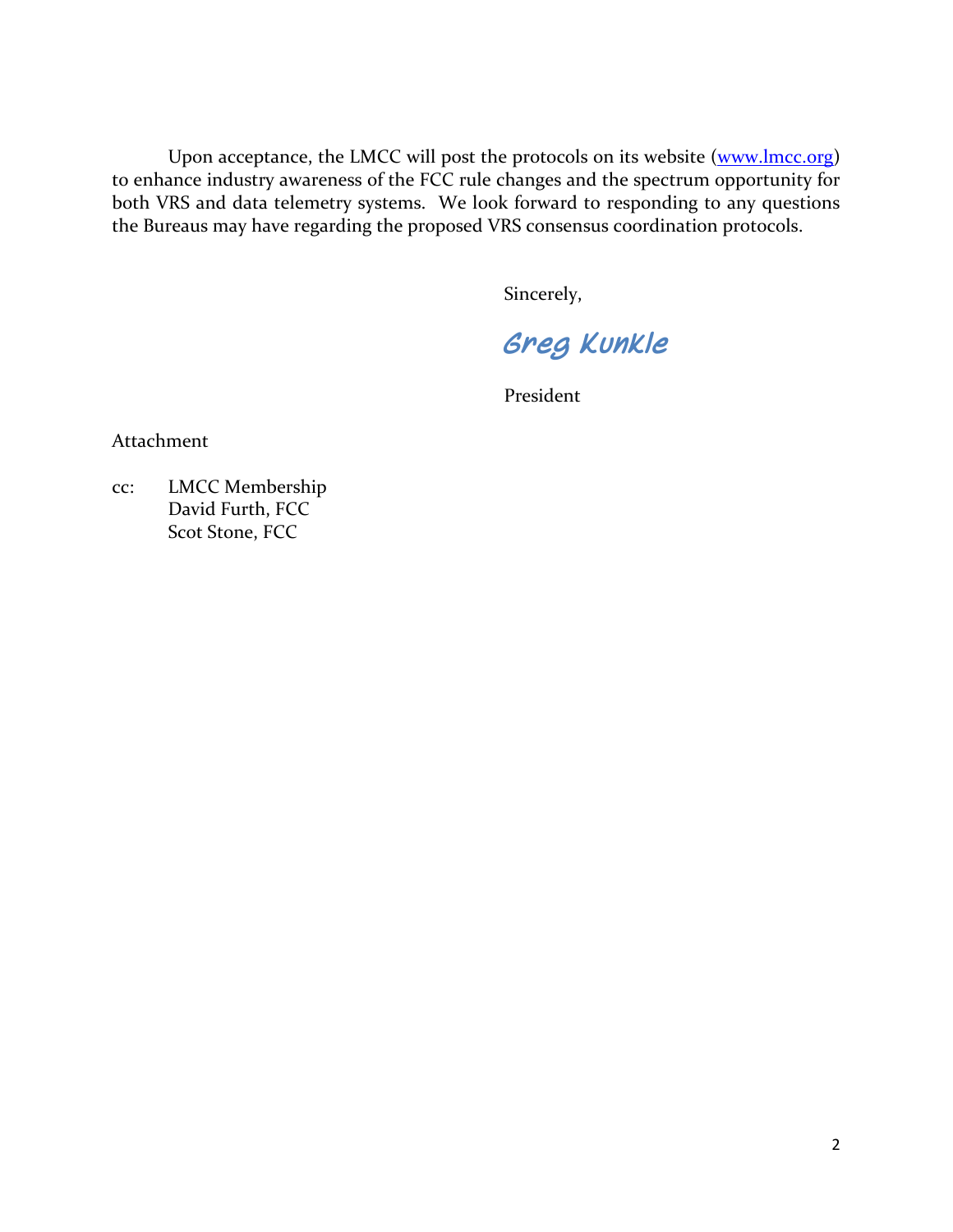Upon acceptance, the LMCC will post the protocols on its website (www.lmcc.org) to enhance industry awareness of the FCC rule changes and the spectrum opportunity for both VRS and data telemetry systems. We look forward to responding to any questions the Bureaus may have regarding the proposed VRS consensus coordination protocols.

Sincerely,

Greg Kunkle

President

Attachment

cc: LMCC Membership
David Furth, FCC
Scot Stone, FCC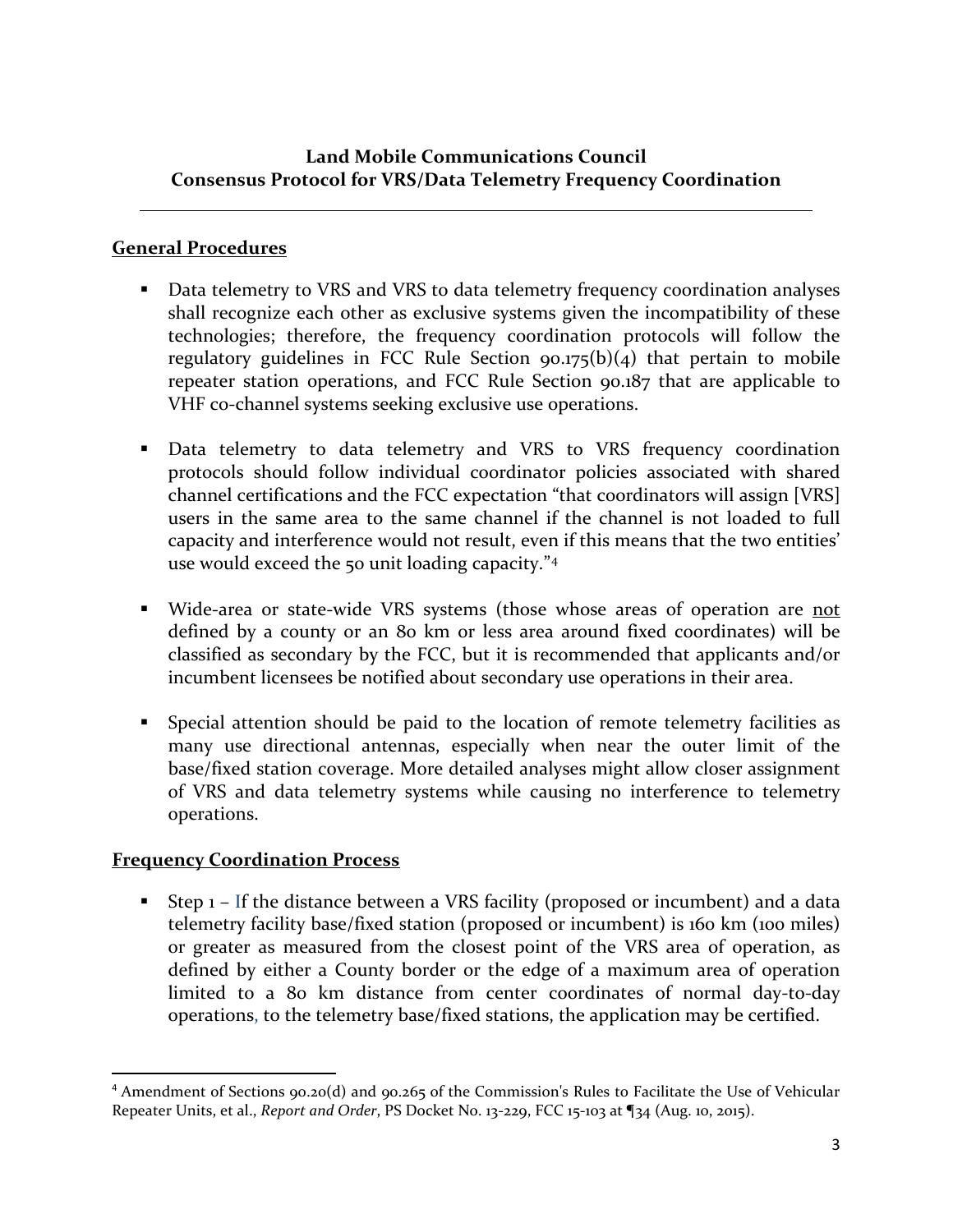**Land Mobile Communications Council**
**Consensus Protocol for VRS/Data Telemetry Frequency Coordination**

---

## General Procedures

- Data telemetry to VRS and VRS to data telemetry frequency coordination analyses shall recognize each other as exclusive systems given the incompatibility of these technologies; therefore, the frequency coordination protocols will follow the regulatory guidelines in FCC Rule Section 90.175(b)(4) that pertain to mobile repeater station operations, and FCC Rule Section 90.187 that are applicable to VHF co-channel systems seeking exclusive use operations.

- Data telemetry to data telemetry and VRS to VRS frequency coordination protocols should follow individual coordinator policies associated with shared channel certifications and the FCC expectation "that coordinators will assign [VRS] users in the same area to the same channel if the channel is not loaded to full capacity and interference would not result, even if this means that the two entities' use would exceed the 50 unit loading capacity."[4]

- Wide-area or state-wide VRS systems (those whose areas of operation are not defined by a county or an 80 km or less area around fixed coordinates) will be classified as secondary by the FCC, but it is recommended that applicants and/or incumbent licensees be notified about secondary use operations in their area.

- Special attention should be paid to the location of remote telemetry facilities as many use directional antennas, especially when near the outer limit of the base/fixed station coverage. More detailed analyses might allow closer assignment of VRS and data telemetry systems while causing no interference to telemetry operations.

## Frequency Coordination Process

- Step 1 – If the distance between a VRS facility (proposed or incumbent) and a data telemetry facility base/fixed station (proposed or incumbent) is 160 km (100 miles) or greater as measured from the closest point of the VRS area of operation, as defined by either a County border or the edge of a maximum area of operation limited to a 80 km distance from center coordinates of normal day-to-day operations, to the telemetry base/fixed stations, the application may be certified.

---

[4] Amendment of Sections 90.20(d) and 90.265 of the Commission's Rules to Facilitate the Use of Vehicular Repeater Units, et al., *Report and Order*, PS Docket No. 13-229, FCC 15-103 at ¶34 (Aug. 10, 2015).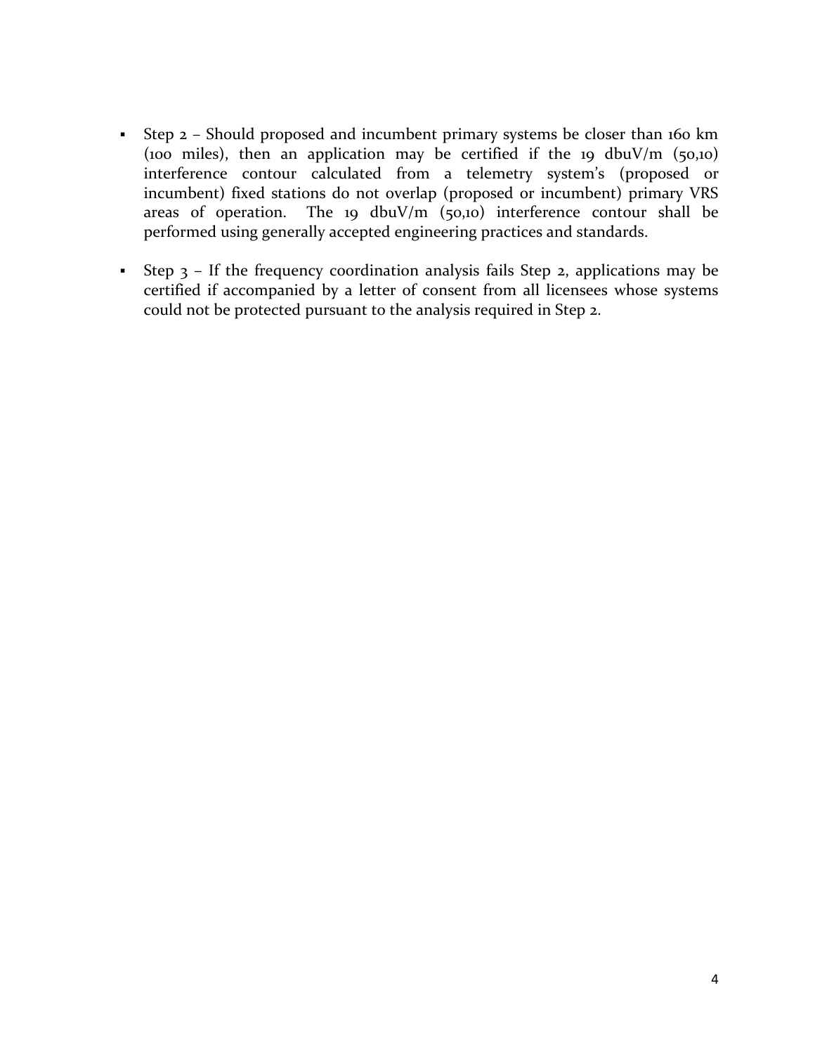- Step 2 – Should proposed and incumbent primary systems be closer than 160 km (100 miles), then an application may be certified if the 19 dbuV/m (50,10) interference contour calculated from a telemetry system's (proposed or incumbent) fixed stations do not overlap (proposed or incumbent) primary VRS areas of operation. The 19 dbuV/m (50,10) interference contour shall be performed using generally accepted engineering practices and standards.

- Step 3 – If the frequency coordination analysis fails Step 2, applications may be certified if accompanied by a letter of consent from all licensees whose systems could not be protected pursuant to the analysis required in Step 2.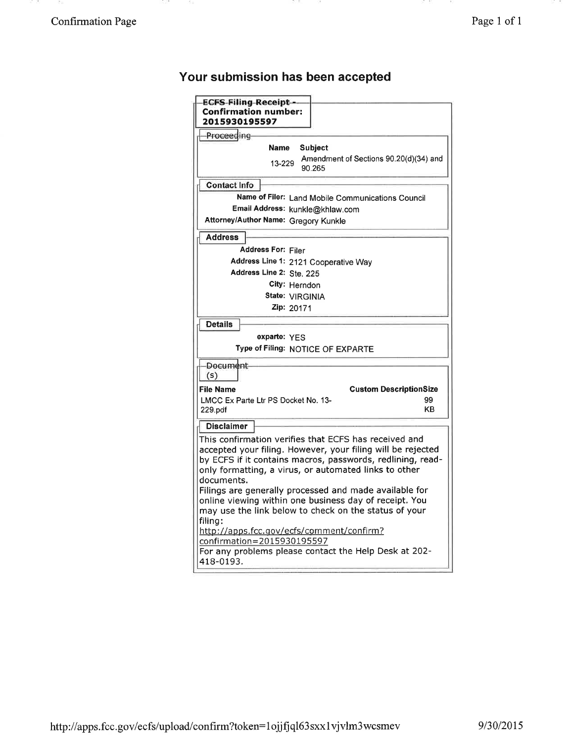## Your submission has been accepted

**ECFS Filing Receipt - Confirmation number: 2015930195597**

**Proceeding**

| Name | Subject |
| --- | --- |
| 13-229 | Amendment of Sections 90.20(d)(34) and 90.265 |

**Contact Info**

**Name of Filer:** Land Mobile Communications Council
**Email Address:** kunkle@khlaw.com
**Attorney/Author Name:** Gregory Kunkle

**Address**

**Address For:** Filer
**Address Line 1:** 2121 Cooperative Way
**Address Line 2:** Ste. 225
**City:** Herndon
**State:** VIRGINIA
**Zip:** 20171

**Details**

**exparte:** YES
**Type of Filing:** NOTICE OF EXPARTE

**Document(s)**

| File Name | Custom Description | Size |
| --- | --- | --- |
| LMCC Ex Parte Ltr PS Docket No. 13-229.pdf | | 99 KB |

**Disclaimer**

This confirmation verifies that ECFS has received and accepted your filing. However, your filing will be rejected by ECFS if it contains macros, passwords, redlining, read-only formatting, a virus, or automated links to other documents.
Filings are generally processed and made available for online viewing within one business day of receipt. You may use the link below to check on the status of your filing:
http://apps.fcc.gov/ecfs/comment/confirm?confirmation=2015930195597
For any problems please contact the Help Desk at 202-418-0193.